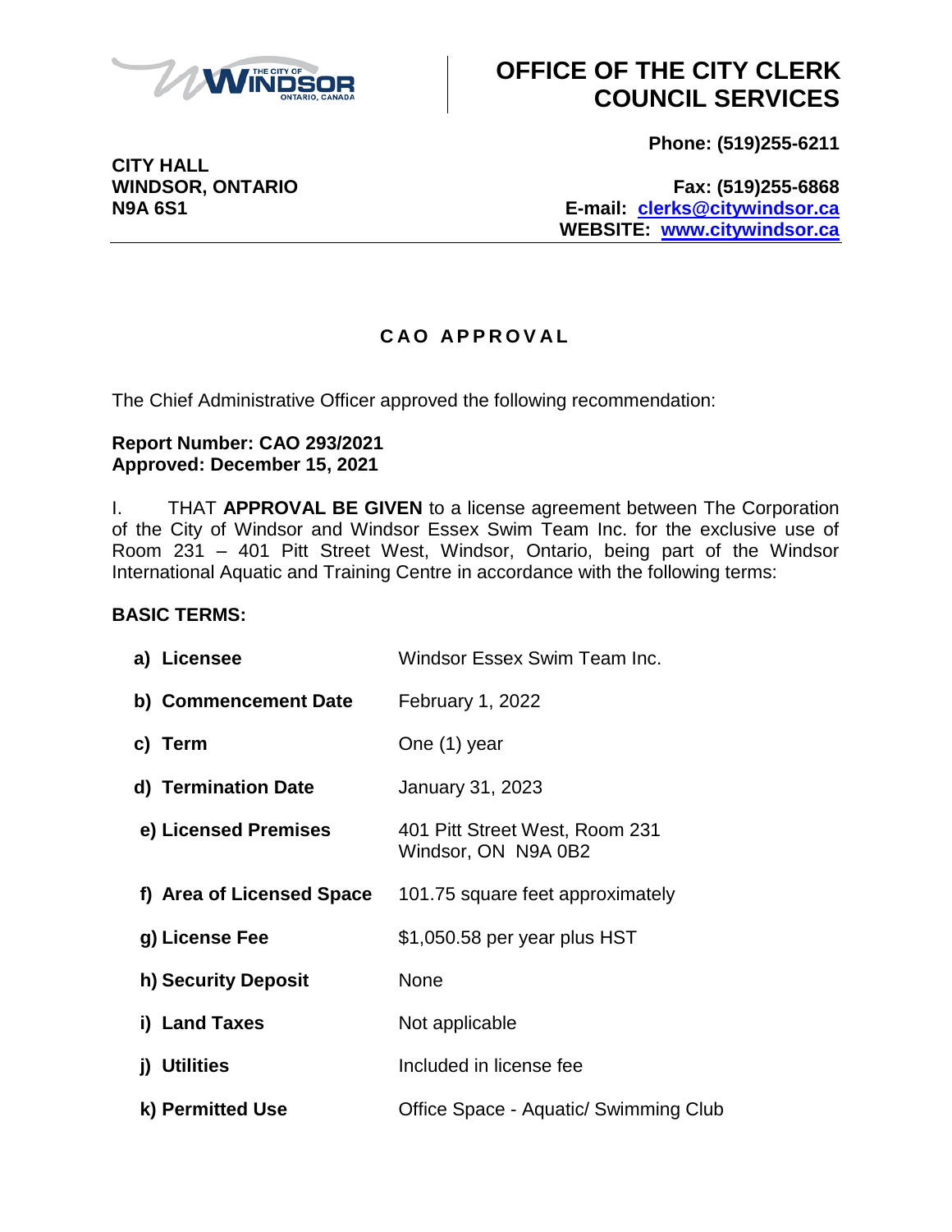# OFFICE OF THE CITY CLERK COUNCIL SERVICES

**CITY HALL**
**WINDSOR, ONTARIO**
**N9A 6S1**

**Phone: (519)255-6211**

**Fax: (519)255-6868**
**E-mail: clerks@citywindsor.ca**
**WEBSITE: www.citywindsor.ca**

---

## CAO APPROVAL

The Chief Administrative Officer approved the following recommendation:

**Report Number: CAO 293/2021**
**Approved: December 15, 2021**

I. THAT **APPROVAL BE GIVEN** to a license agreement between The Corporation of the City of Windsor and Windsor Essex Swim Team Inc. for the exclusive use of Room 231 – 401 Pitt Street West, Windsor, Ontario, being part of the Windsor International Aquatic and Training Centre in accordance with the following terms:

**BASIC TERMS:**

| | |
|---|---|
| **a) Licensee** | Windsor Essex Swim Team Inc. |
| **b) Commencement Date** | February 1, 2022 |
| **c) Term** | One (1) year |
| **d) Termination Date** | January 31, 2023 |
| **e) Licensed Premises** | 401 Pitt Street West, Room 231 Windsor, ON N9A 0B2 |
| **f) Area of Licensed Space** | 101.75 square feet approximately |
| **g) License Fee** | $1,050.58 per year plus HST |
| **h) Security Deposit** | None |
| **i) Land Taxes** | Not applicable |
| **j) Utilities** | Included in license fee |
| **k) Permitted Use** | Office Space - Aquatic/ Swimming Club |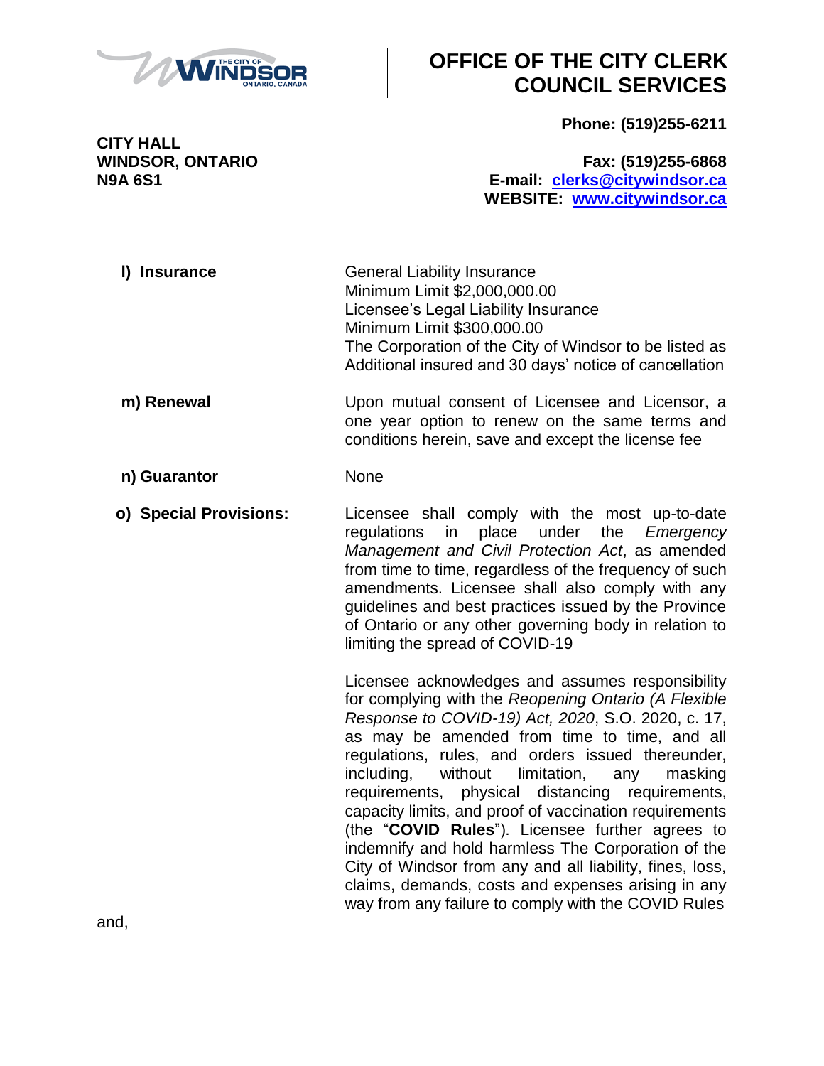| | |
|---|---|
| **l) Insurance** | General Liability Insurance<br>Minimum Limit $2,000,000.00<br>Licensee's Legal Liability Insurance<br>Minimum Limit $300,000.00<br>The Corporation of the City of Windsor to be listed as Additional insured and 30 days' notice of cancellation |
| **m) Renewal** | Upon mutual consent of Licensee and Licensor, a one year option to renew on the same terms and conditions herein, save and except the license fee |
| **n) Guarantor** | None |
| **o) Special Provisions:** | Licensee shall comply with the most up-to-date regulations in place under the *Emergency Management and Civil Protection Act*, as amended from time to time, regardless of the frequency of such amendments. Licensee shall also comply with any guidelines and best practices issued by the Province of Ontario or any other governing body in relation to limiting the spread of COVID-19<br><br>Licensee acknowledges and assumes responsibility for complying with the *Reopening Ontario (A Flexible Response to COVID-19) Act, 2020*, S.O. 2020, c. 17, as may be amended from time to time, and all regulations, rules, and orders issued thereunder, including, without limitation, any masking requirements, physical distancing requirements, capacity limits, and proof of vaccination requirements (the "**COVID Rules**"). Licensee further agrees to indemnify and hold harmless The Corporation of the City of Windsor from any and all liability, fines, loss, claims, demands, costs and expenses arising in any way from any failure to comply with the COVID Rules |

and,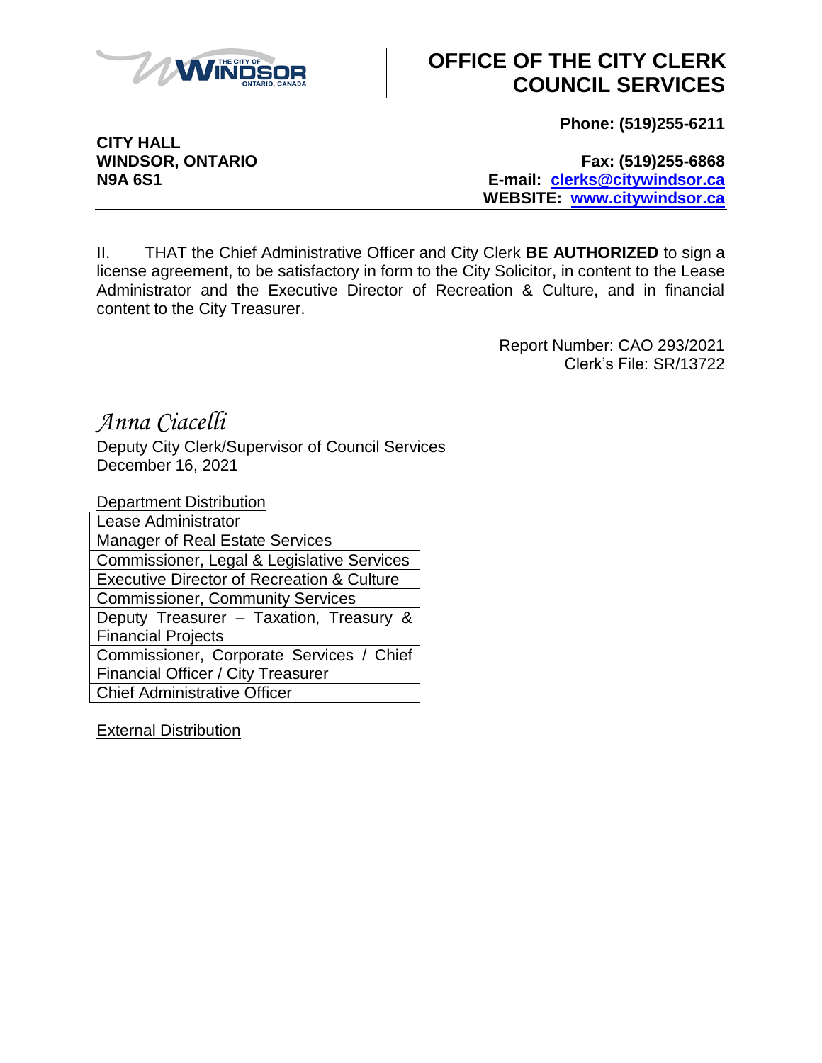# OFFICE OF THE CITY CLERK
# COUNCIL SERVICES

**CITY HALL**
**WINDSOR, ONTARIO**
**N9A 6S1**

**Phone: (519)255-6211**
**Fax: (519)255-6868**
**E-mail: clerks@citywindsor.ca**
**WEBSITE: www.citywindsor.ca**

---

II. THAT the Chief Administrative Officer and City Clerk **BE AUTHORIZED** to sign a license agreement, to be satisfactory in form to the City Solicitor, in content to the Lease Administrator and the Executive Director of Recreation & Culture, and in financial content to the City Treasurer.

Report Number: CAO 293/2021
Clerk's File: SR/13722

*Anna Ciacelli*
Deputy City Clerk/Supervisor of Council Services
December 16, 2021

Department Distribution

| |
|---|
| Lease Administrator |
| Manager of Real Estate Services |
| Commissioner, Legal & Legislative Services |
| Executive Director of Recreation & Culture |
| Commissioner, Community Services |
| Deputy Treasurer – Taxation, Treasury & Financial Projects |
| Commissioner, Corporate Services / Chief Financial Officer / City Treasurer |
| Chief Administrative Officer |

External Distribution